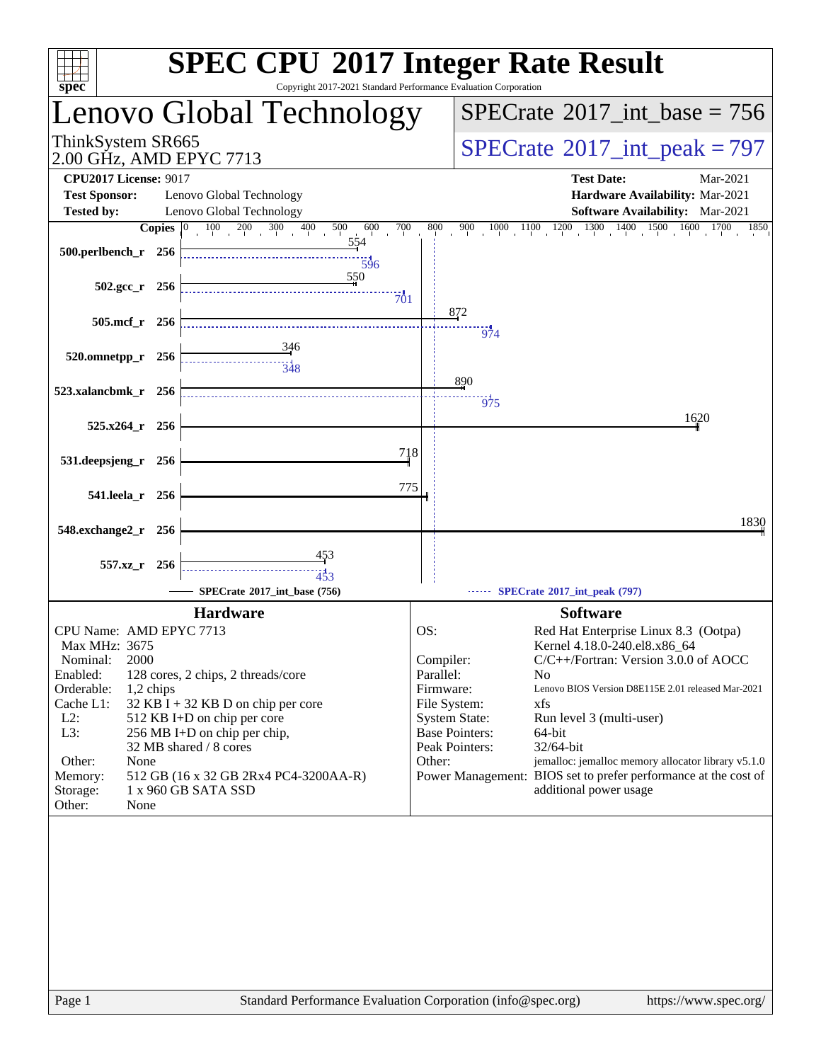# SPEC CPU 2017 Integer Rate Result

Copyright 2017-2021 Standard Performance Evaluation Corporation

## Lenovo Global Technology

ThinkSystem SR665
2.00 GHz, AMD EPYC 7713

SPECrate 2017_int_base = 756

SPECrate 2017_int_peak = 797

**CPU2017 License:** 9017
**Test Sponsor:** Lenovo Global Technology
**Tested by:** Lenovo Global Technology

**Test Date:** Mar-2021
**Hardware Availability:** Mar-2021
**Software Availability:** Mar-2021

| Benchmark | Copies | Base | Peak |
|---|---|---|---|
| 500.perlbench_r | 256 | 554 | 596 |
| 502.gcc_r | 256 | 550 | 701 |
| 505.mcf_r | 256 | 872 | 974 |
| 520.omnetpp_r | 256 | 346 | 348 |
| 523.xalancbmk_r | 256 | 890 | 975 |
| 525.x264_r | 256 | 1620 | |
| 531.deepsjeng_r | 256 | 718 | |
| 541.leela_r | 256 | 775 | |
| 548.exchange2_r | 256 | 1830 | |
| 557.xz_r | 256 | 453 | 453 |

SPECrate 2017_int_base (756) SPECrate 2017_int_peak (797)

### Hardware

CPU Name: AMD EPYC 7713
Max MHz: 3675
Nominal: 2000
Enabled: 128 cores, 2 chips, 2 threads/core
Orderable: 1,2 chips
Cache L1: 32 KB I + 32 KB D on chip per core
L2: 512 KB I+D on chip per core
L3: 256 MB I+D on chip per chip, 32 MB shared / 8 cores
Other: None
Memory: 512 GB (16 x 32 GB 2Rx4 PC4-3200AA-R)
Storage: 1 x 960 GB SATA SSD
Other: None

### Software

OS: Red Hat Enterprise Linux 8.3 (Ootpa)
Kernel 4.18.0-240.el8.x86_64
Compiler: C/C++/Fortran: Version 3.0.0 of AOCC
Parallel: No
Firmware: Lenovo BIOS Version D8E115E 2.01 released Mar-2021
File System: xfs
System State: Run level 3 (multi-user)
Base Pointers: 64-bit
Peak Pointers: 32/64-bit
Other: jemalloc: jemalloc memory allocator library v5.1.0
Power Management: BIOS set to prefer performance at the cost of additional power usage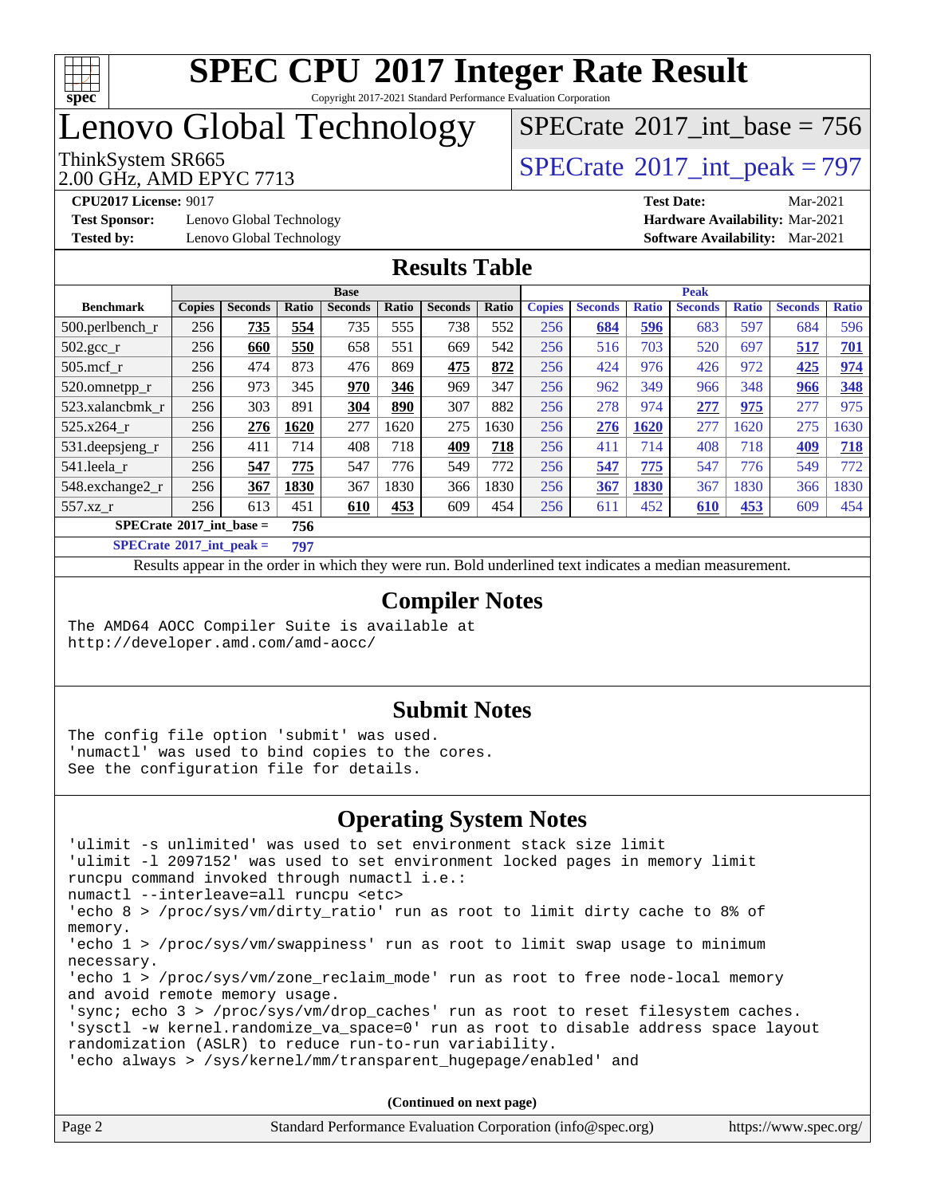# SPEC CPU 2017 Integer Rate Result

Copyright 2017-2021 Standard Performance Evaluation Corporation

# Lenovo Global Technology

ThinkSystem SR665
2.00 GHz, AMD EPYC 7713

SPECrate 2017_int_base = 756

SPECrate 2017_int_peak = 797

**CPU2017 License:** 9017
**Test Sponsor:** Lenovo Global Technology
**Tested by:** Lenovo Global Technology

**Test Date:** Mar-2021
**Hardware Availability:** Mar-2021
**Software Availability:** Mar-2021

## Results Table

| | Base | | | | | | | Peak | | | | | | |
|---|---|---|---|---|---|---|---|---|---|---|---|---|---|---|
| **Benchmark** | **Copies** | **Seconds** | **Ratio** | **Seconds** | **Ratio** | **Seconds** | **Ratio** | **Copies** | **Seconds** | **Ratio** | **Seconds** | **Ratio** | **Seconds** | **Ratio** |
| 500.perlbench_r | 256 | **735** | **554** | 735 | 555 | 738 | 552 | 256 | **684** | **596** | 683 | 597 | 684 | 596 |
| 502.gcc_r | 256 | **660** | **550** | 658 | 551 | 669 | 542 | 256 | 516 | 703 | 520 | 697 | **517** | **701** |
| 505.mcf_r | 256 | 474 | 873 | 476 | 869 | **475** | **872** | 256 | 424 | 976 | 426 | 972 | **425** | **974** |
| 520.omnetpp_r | 256 | 973 | 345 | **970** | **346** | 969 | 347 | 256 | 962 | 349 | 966 | 348 | **966** | **348** |
| 523.xalancbmk_r | 256 | 303 | 891 | **304** | **890** | 307 | 882 | 256 | 278 | 974 | **277** | **975** | 277 | 975 |
| 525.x264_r | 256 | **276** | **1620** | 277 | 1620 | 275 | 1630 | 256 | **276** | **1620** | 277 | 1620 | 275 | 1630 |
| 531.deepsjeng_r | 256 | 411 | 714 | 408 | 718 | **409** | **718** | 256 | 411 | 714 | 408 | 718 | **409** | **718** |
| 541.leela_r | 256 | **547** | **775** | 547 | 776 | 549 | 772 | 256 | **547** | **775** | 547 | 776 | 549 | 772 |
| 548.exchange2_r | 256 | **367** | **1830** | 367 | 1830 | 366 | 1830 | 256 | **367** | **1830** | 367 | 1830 | 366 | 1830 |
| 557.xz_r | 256 | 613 | 451 | **610** | **453** | 609 | 454 | 256 | 611 | 452 | **610** | **453** | 609 | 454 |

**SPECrate 2017_int_base = 756**

**SPECrate 2017_int_peak = 797**

Results appear in the order in which they were run. Bold underlined text indicates a median measurement.

## Compiler Notes

```
The AMD64 AOCC Compiler Suite is available at
http://developer.amd.com/amd-aocc/
```

## Submit Notes

```
The config file option 'submit' was used.
'numactl' was used to bind copies to the cores.
See the configuration file for details.
```

## Operating System Notes

```
'ulimit -s unlimited' was used to set environment stack size limit
'ulimit -l 2097152' was used to set environment locked pages in memory limit
runcpu command invoked through numactl i.e.:
numactl --interleave=all runcpu <etc>
'echo 8 > /proc/sys/vm/dirty_ratio' run as root to limit dirty cache to 8% of
memory.
'echo 1 > /proc/sys/vm/swappiness' run as root to limit swap usage to minimum
necessary.
'echo 1 > /proc/sys/vm/zone_reclaim_mode' run as root to free node-local memory
and avoid remote memory usage.
'sync; echo 3 > /proc/sys/vm/drop_caches' run as root to reset filesystem caches.
'sysctl -w kernel.randomize_va_space=0' run as root to disable address space layout
randomization (ASLR) to reduce run-to-run variability.
'echo always > /sys/kernel/mm/transparent_hugepage/enabled' and
```

**(Continued on next page)**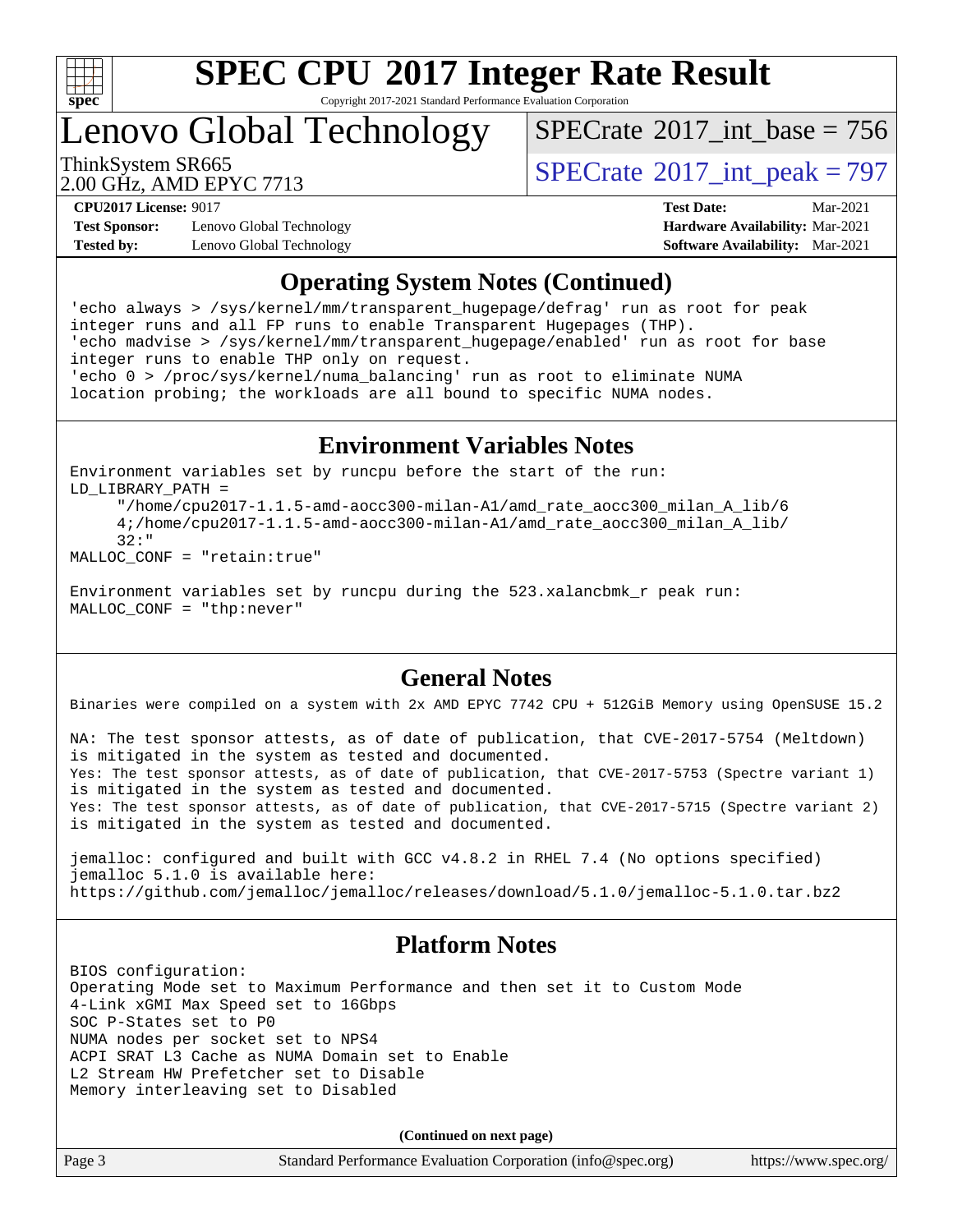# SPEC CPU 2017 Integer Rate Result

Copyright 2017-2021 Standard Performance Evaluation Corporation

## Lenovo Global Technology

ThinkSystem SR665
2.00 GHz, AMD EPYC 7713

SPECrate 2017_int_base = 756

SPECrate 2017_int_peak = 797

**CPU2017 License:** 9017
**Test Sponsor:** Lenovo Global Technology
**Tested by:** Lenovo Global Technology

**Test Date:** Mar-2021
**Hardware Availability:** Mar-2021
**Software Availability:** Mar-2021

### Operating System Notes (Continued)

```
'echo always > /sys/kernel/mm/transparent_hugepage/defrag' run as root for peak
integer runs and all FP runs to enable Transparent Hugepages (THP).
'echo madvise > /sys/kernel/mm/transparent_hugepage/enabled' run as root for base
integer runs to enable THP only on request.
'echo 0 > /proc/sys/kernel/numa_balancing' run as root to eliminate NUMA
location probing; the workloads are all bound to specific NUMA nodes.
```

### Environment Variables Notes

```
Environment variables set by runcpu before the start of the run:
LD_LIBRARY_PATH =
     "/home/cpu2017-1.1.5-amd-aocc300-milan-A1/amd_rate_aocc300_milan_A_lib/6
     4;/home/cpu2017-1.1.5-amd-aocc300-milan-A1/amd_rate_aocc300_milan_A_lib/
     32:"
MALLOC_CONF = "retain:true"

Environment variables set by runcpu during the 523.xalancbmk_r peak run:
MALLOC_CONF = "thp:never"
```

### General Notes

```
Binaries were compiled on a system with 2x AMD EPYC 7742 CPU + 512GiB Memory using OpenSUSE 15.2

NA: The test sponsor attests, as of date of publication, that CVE-2017-5754 (Meltdown)
is mitigated in the system as tested and documented.
Yes: The test sponsor attests, as of date of publication, that CVE-2017-5753 (Spectre variant 1)
is mitigated in the system as tested and documented.
Yes: The test sponsor attests, as of date of publication, that CVE-2017-5715 (Spectre variant 2)
is mitigated in the system as tested and documented.

jemalloc: configured and built with GCC v4.8.2 in RHEL 7.4 (No options specified)
jemalloc 5.1.0 is available here:
https://github.com/jemalloc/jemalloc/releases/download/5.1.0/jemalloc-5.1.0.tar.bz2
```

### Platform Notes

```
BIOS configuration:
Operating Mode set to Maximum Performance and then set it to Custom Mode
4-Link xGMI Max Speed set to 16Gbps
SOC P-States set to P0
NUMA nodes per socket set to NPS4
ACPI SRAT L3 Cache as NUMA Domain set to Enable
L2 Stream HW Prefetcher set to Disable
Memory interleaving set to Disabled
```

**(Continued on next page)**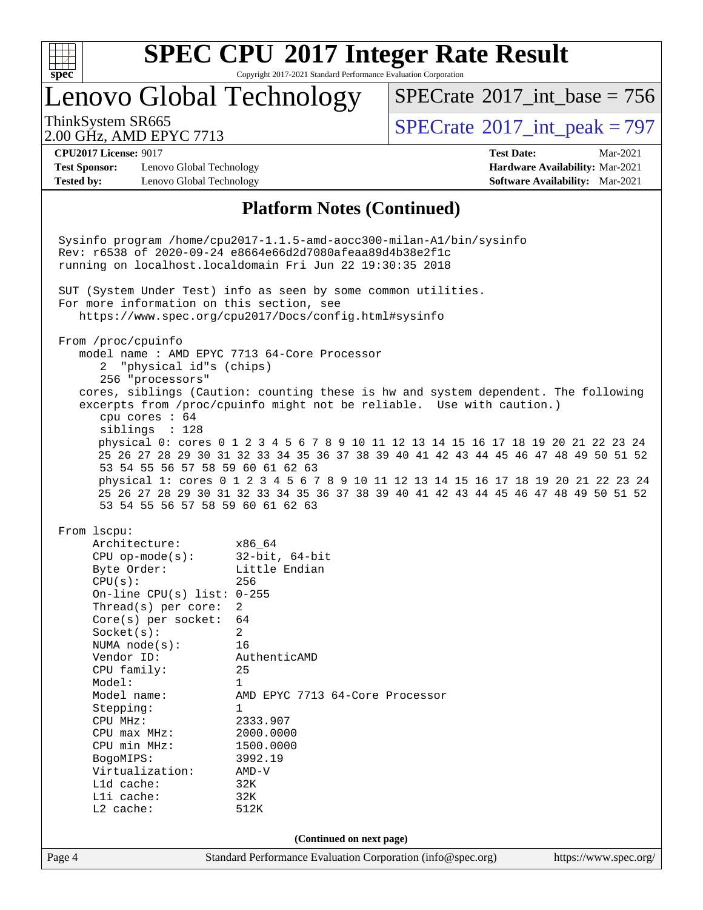## Platform Notes (Continued)

```
Sysinfo program /home/cpu2017-1.1.5-amd-aocc300-milan-A1/bin/sysinfo
Rev: r6538 of 2020-09-24 e8664e66d2d7080afeaa89d4b38e2f1c
running on localhost.localdomain Fri Jun 22 19:30:35 2018

SUT (System Under Test) info as seen by some common utilities.
For more information on this section, see
   https://www.spec.org/cpu2017/Docs/config.html#sysinfo

From /proc/cpuinfo
   model name : AMD EPYC 7713 64-Core Processor
      2  "physical id"s (chips)
      256 "processors"
   cores, siblings (Caution: counting these is hw and system dependent. The following
   excerpts from /proc/cpuinfo might not be reliable.  Use with caution.)
      cpu cores : 64
      siblings  : 128
      physical 0: cores 0 1 2 3 4 5 6 7 8 9 10 11 12 13 14 15 16 17 18 19 20 21 22 23 24
      25 26 27 28 29 30 31 32 33 34 35 36 37 38 39 40 41 42 43 44 45 46 47 48 49 50 51 52
      53 54 55 56 57 58 59 60 61 62 63
      physical 1: cores 0 1 2 3 4 5 6 7 8 9 10 11 12 13 14 15 16 17 18 19 20 21 22 23 24
      25 26 27 28 29 30 31 32 33 34 35 36 37 38 39 40 41 42 43 44 45 46 47 48 49 50 51 52
      53 54 55 56 57 58 59 60 61 62 63

From lscpu:
     Architecture:        x86_64
     CPU op-mode(s):      32-bit, 64-bit
     Byte Order:          Little Endian
     CPU(s):              256
     On-line CPU(s) list: 0-255
     Thread(s) per core:  2
     Core(s) per socket:  64
     Socket(s):           2
     NUMA node(s):        16
     Vendor ID:           AuthenticAMD
     CPU family:          25
     Model:               1
     Model name:          AMD EPYC 7713 64-Core Processor
     Stepping:            1
     CPU MHz:             2333.907
     CPU max MHz:         2000.0000
     CPU min MHz:         1500.0000
     BogoMIPS:            3992.19
     Virtualization:      AMD-V
     L1d cache:           32K
     L1i cache:           32K
     L2 cache:            512K
```

(Continued on next page)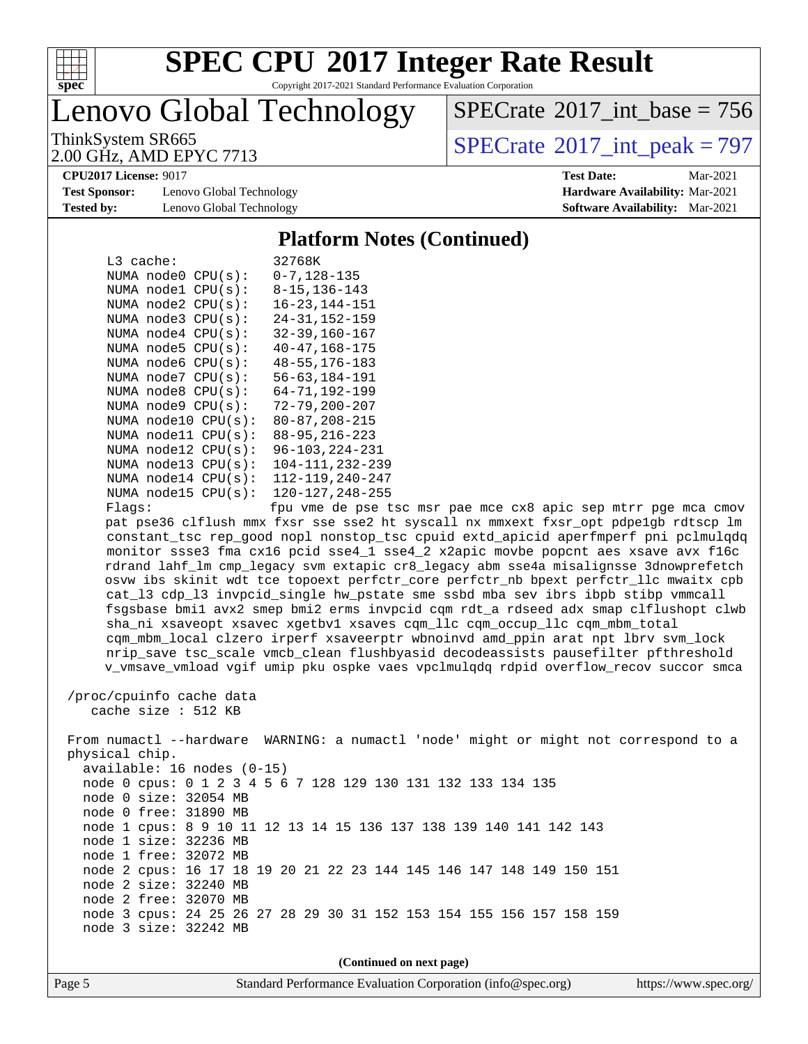## Platform Notes (Continued)

```
    L3 cache:              32768K
    NUMA node0 CPU(s):     0-7,128-135
    NUMA node1 CPU(s):     8-15,136-143
    NUMA node2 CPU(s):     16-23,144-151
    NUMA node3 CPU(s):     24-31,152-159
    NUMA node4 CPU(s):     32-39,160-167
    NUMA node5 CPU(s):     40-47,168-175
    NUMA node6 CPU(s):     48-55,176-183
    NUMA node7 CPU(s):     56-63,184-191
    NUMA node8 CPU(s):     64-71,192-199
    NUMA node9 CPU(s):     72-79,200-207
    NUMA node10 CPU(s):    80-87,208-215
    NUMA node11 CPU(s):    88-95,216-223
    NUMA node12 CPU(s):    96-103,224-231
    NUMA node13 CPU(s):    104-111,232-239
    NUMA node14 CPU(s):    112-119,240-247
    NUMA node15 CPU(s):    120-127,248-255
    Flags:                 fpu vme de pse tsc msr pae mce cx8 apic sep mtrr pge mca cmov
    pat pse36 clflush mmx fxsr sse sse2 ht syscall nx mmxext fxsr_opt pdpe1gb rdtscp lm
    constant_tsc rep_good nopl nonstop_tsc cpuid extd_apicid aperfmperf pni pclmulqdq
    monitor ssse3 fma cx16 pcid sse4_1 sse4_2 x2apic movbe popcnt aes xsave avx f16c
    rdrand lahf_lm cmp_legacy svm extapic cr8_legacy abm sse4a misalignsse 3dnowprefetch
    osvw ibs skinit wdt tce topoext perfctr_core perfctr_nb bpext perfctr_llc mwaitx cpb
    cat_l3 cdp_l3 invpcid_single hw_pstate sme ssbd mba sev ibrs ibpb stibp vmmcall
    fsgsbase bmi1 avx2 smep bmi2 erms invpcid cqm rdt_a rdseed adx smap clflushopt clwb
    sha_ni xsaveopt xsavec xgetbv1 xsaves cqm_llc cqm_occup_llc cqm_mbm_total
    cqm_mbm_local clzero irperf xsaveerptr wbnoinvd amd_ppin arat npt lbrv svm_lock
    nrip_save tsc_scale vmcb_clean flushbyasid decodeassists pausefilter pfthreshold
    v_vmsave_vmload vgif umip pku ospke vaes vpclmulqdq rdpid overflow_recov succor smca

 /proc/cpuinfo cache data
    cache size : 512 KB

 From numactl --hardware  WARNING: a numactl 'node' might or might not correspond to a
 physical chip.
   available: 16 nodes (0-15)
   node 0 cpus: 0 1 2 3 4 5 6 7 128 129 130 131 132 133 134 135
   node 0 size: 32054 MB
   node 0 free: 31890 MB
   node 1 cpus: 8 9 10 11 12 13 14 15 136 137 138 139 140 141 142 143
   node 1 size: 32236 MB
   node 1 free: 32072 MB
   node 2 cpus: 16 17 18 19 20 21 22 23 144 145 146 147 148 149 150 151
   node 2 size: 32240 MB
   node 2 free: 32070 MB
   node 3 cpus: 24 25 26 27 28 29 30 31 152 153 154 155 156 157 158 159
   node 3 size: 32242 MB
```

**(Continued on next page)**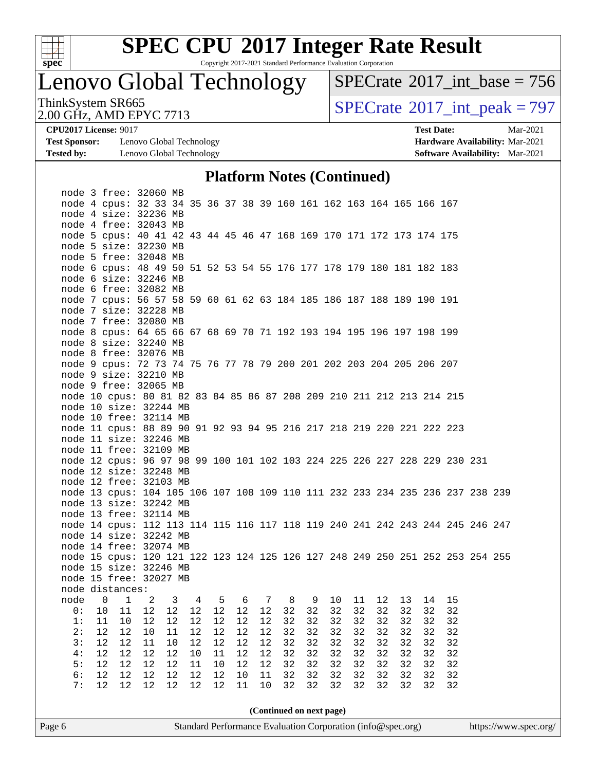# SPEC CPU 2017 Integer Rate Result

Copyright 2017-2021 Standard Performance Evaluation Corporation

## Lenovo Global Technology

ThinkSystem SR665
2.00 GHz, AMD EPYC 7713

SPECrate 2017_int_base = 756

SPECrate 2017_int_peak = 797

**CPU2017 License:** 9017
**Test Sponsor:** Lenovo Global Technology
**Tested by:** Lenovo Global Technology

**Test Date:** Mar-2021
**Hardware Availability:** Mar-2021
**Software Availability:** Mar-2021

### Platform Notes (Continued)

```
    node 3 free: 32060 MB
    node 4 cpus: 32 33 34 35 36 37 38 39 160 161 162 163 164 165 166 167
    node 4 size: 32236 MB
    node 4 free: 32043 MB
    node 5 cpus: 40 41 42 43 44 45 46 47 168 169 170 171 172 173 174 175
    node 5 size: 32230 MB
    node 5 free: 32048 MB
    node 6 cpus: 48 49 50 51 52 53 54 55 176 177 178 179 180 181 182 183
    node 6 size: 32246 MB
    node 6 free: 32082 MB
    node 7 cpus: 56 57 58 59 60 61 62 63 184 185 186 187 188 189 190 191
    node 7 size: 32228 MB
    node 7 free: 32080 MB
    node 8 cpus: 64 65 66 67 68 69 70 71 192 193 194 195 196 197 198 199
    node 8 size: 32240 MB
    node 8 free: 32076 MB
    node 9 cpus: 72 73 74 75 76 77 78 79 200 201 202 203 204 205 206 207
    node 9 size: 32210 MB
    node 9 free: 32065 MB
    node 10 cpus: 80 81 82 83 84 85 86 87 208 209 210 211 212 213 214 215
    node 10 size: 32244 MB
    node 10 free: 32114 MB
    node 11 cpus: 88 89 90 91 92 93 94 95 216 217 218 219 220 221 222 223
    node 11 size: 32246 MB
    node 11 free: 32109 MB
    node 12 cpus: 96 97 98 99 100 101 102 103 224 225 226 227 228 229 230 231
    node 12 size: 32248 MB
    node 12 free: 32103 MB
    node 13 cpus: 104 105 106 107 108 109 110 111 232 233 234 235 236 237 238 239
    node 13 size: 32242 MB
    node 13 free: 32114 MB
    node 14 cpus: 112 113 114 115 116 117 118 119 240 241 242 243 244 245 246 247
    node 14 size: 32242 MB
    node 14 free: 32074 MB
    node 15 cpus: 120 121 122 123 124 125 126 127 248 249 250 251 252 253 254 255
    node 15 size: 32246 MB
    node 15 free: 32027 MB
    node distances:
    node   0   1   2   3   4   5   6   7   8   9  10  11  12  13  14  15
      0:  10  11  12  12  12  12  12  12  32  32  32  32  32  32  32  32
      1:  11  10  12  12  12  12  12  12  32  32  32  32  32  32  32  32
      2:  12  12  10  11  12  12  12  12  32  32  32  32  32  32  32  32
      3:  12  12  11  10  12  12  12  12  32  32  32  32  32  32  32  32
      4:  12  12  12  12  10  11  12  12  32  32  32  32  32  32  32  32
      5:  12  12  12  12  11  10  12  12  32  32  32  32  32  32  32  32
      6:  12  12  12  12  12  12  10  11  32  32  32  32  32  32  32  32
      7:  12  12  12  12  12  12  11  10  32  32  32  32  32  32  32  32
```

(Continued on next page)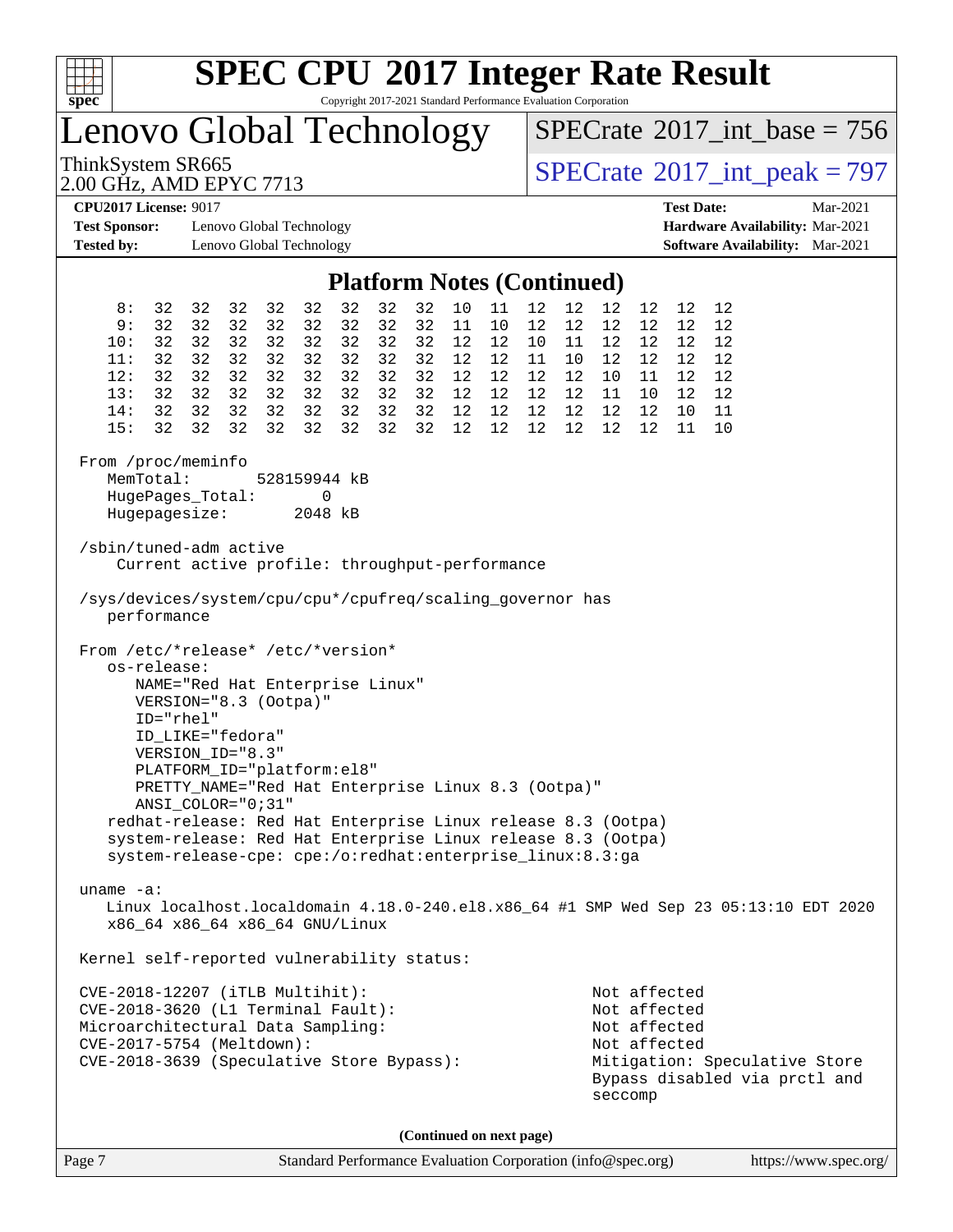## Platform Notes (Continued)

```
     8:  32  32  32  32  32  32  32  32  32  10  11  12  12  12  12  12  12
     9:  32  32  32  32  32  32  32  32  32  11  10  12  12  12  12  12  12
    10:  32  32  32  32  32  32  32  32  32  12  12  10  11  12  12  12  12
    11:  32  32  32  32  32  32  32  32  32  12  12  11  10  12  12  12  12
    12:  32  32  32  32  32  32  32  32  32  12  12  12  12  10  11  12  12
    13:  32  32  32  32  32  32  32  32  32  12  12  12  12  11  10  12  12
    14:  32  32  32  32  32  32  32  32  32  12  12  12  12  12  12  10  11
    15:  32  32  32  32  32  32  32  32  32  12  12  12  12  12  12  11  10

 From /proc/meminfo
    MemTotal:       528159944 kB
    HugePages_Total:       0
    Hugepagesize:       2048 kB

 /sbin/tuned-adm active
     Current active profile: throughput-performance

 /sys/devices/system/cpu/cpu*/cpufreq/scaling_governor has
    performance

 From /etc/*release* /etc/*version*
    os-release:
       NAME="Red Hat Enterprise Linux"
       VERSION="8.3 (Ootpa)"
       ID="rhel"
       ID_LIKE="fedora"
       VERSION_ID="8.3"
       PLATFORM_ID="platform:el8"
       PRETTY_NAME="Red Hat Enterprise Linux 8.3 (Ootpa)"
       ANSI_COLOR="0;31"
    redhat-release: Red Hat Enterprise Linux release 8.3 (Ootpa)
    system-release: Red Hat Enterprise Linux release 8.3 (Ootpa)
    system-release-cpe: cpe:/o:redhat:enterprise_linux:8.3:ga

 uname -a:
    Linux localhost.localdomain 4.18.0-240.el8.x86_64 #1 SMP Wed Sep 23 05:13:10 EDT 2020
    x86_64 x86_64 x86_64 GNU/Linux

 Kernel self-reported vulnerability status:

 CVE-2018-12207 (iTLB Multihit):                          Not affected
 CVE-2018-3620 (L1 Terminal Fault):                       Not affected
 Microarchitectural Data Sampling:                        Not affected
 CVE-2017-5754 (Meltdown):                                Not affected
 CVE-2018-3639 (Speculative Store Bypass):                Mitigation: Speculative Store
                                                          Bypass disabled via prctl and
                                                          seccomp
```

(Continued on next page)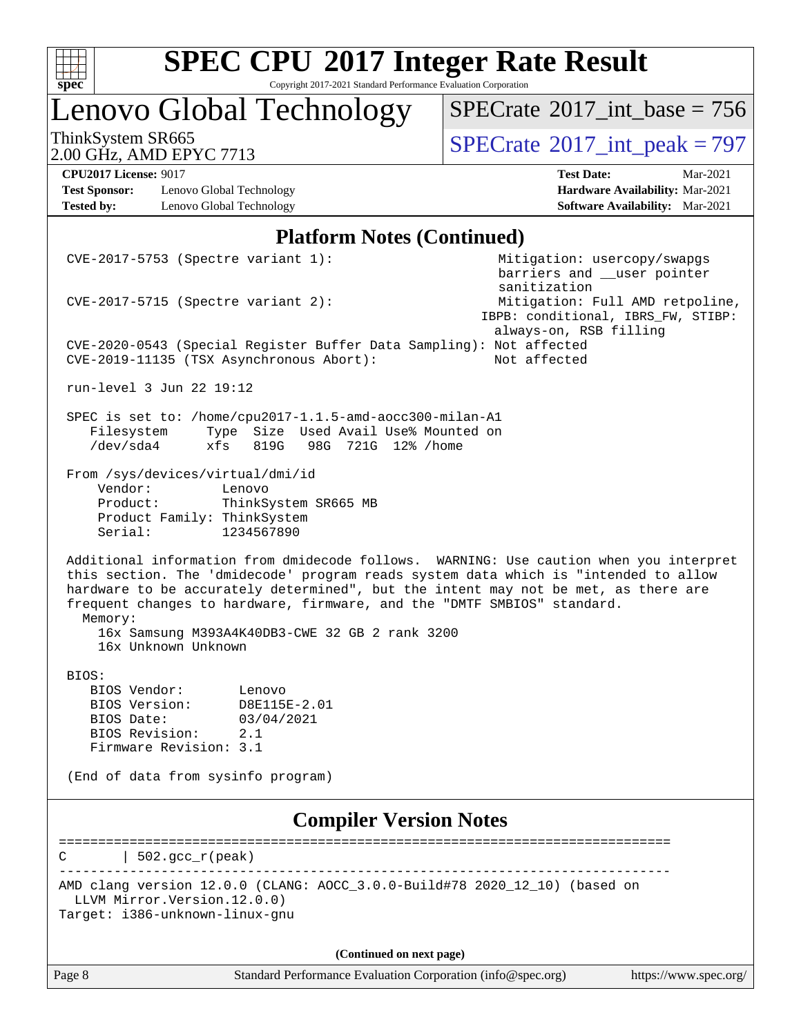## Platform Notes (Continued)

```
CVE-2017-5753 (Spectre variant 1):                         Mitigation: usercopy/swapgs
                                                            barriers and __user pointer
                                                            sanitization
CVE-2017-5715 (Spectre variant 2):                         Mitigation: Full AMD retpoline,
                                                          IBPB: conditional, IBRS_FW, STIBP:
                                                            always-on, RSB filling
CVE-2020-0543 (Special Register Buffer Data Sampling): Not affected
CVE-2019-11135 (TSX Asynchronous Abort):                   Not affected

run-level 3 Jun 22 19:12

SPEC is set to: /home/cpu2017-1.1.5-amd-aocc300-milan-A1
   Filesystem     Type  Size  Used Avail Use% Mounted on
   /dev/sda4      xfs   819G   98G  721G  12% /home

From /sys/devices/virtual/dmi/id
    Vendor:         Lenovo
    Product:        ThinkSystem SR665 MB
    Product Family: ThinkSystem
    Serial:         1234567890

Additional information from dmidecode follows.  WARNING: Use caution when you interpret
this section. The 'dmidecode' program reads system data which is "intended to allow
hardware to be accurately determined", but the intent may not be met, as there are
frequent changes to hardware, firmware, and the "DMTF SMBIOS" standard.
  Memory:
    16x Samsung M393A4K40DB3-CWE 32 GB 2 rank 3200
    16x Unknown Unknown

BIOS:
   BIOS Vendor:       Lenovo
   BIOS Version:      D8E115E-2.01
   BIOS Date:         03/04/2021
   BIOS Revision:     2.1
   Firmware Revision: 3.1

(End of data from sysinfo program)
```

## Compiler Version Notes

```
==============================================================================
C       | 502.gcc_r(peak)
------------------------------------------------------------------------------
AMD clang version 12.0.0 (CLANG: AOCC_3.0.0-Build#78 2020_12_10) (based on
  LLVM Mirror.Version.12.0.0)
Target: i386-unknown-linux-gnu
```

(Continued on next page)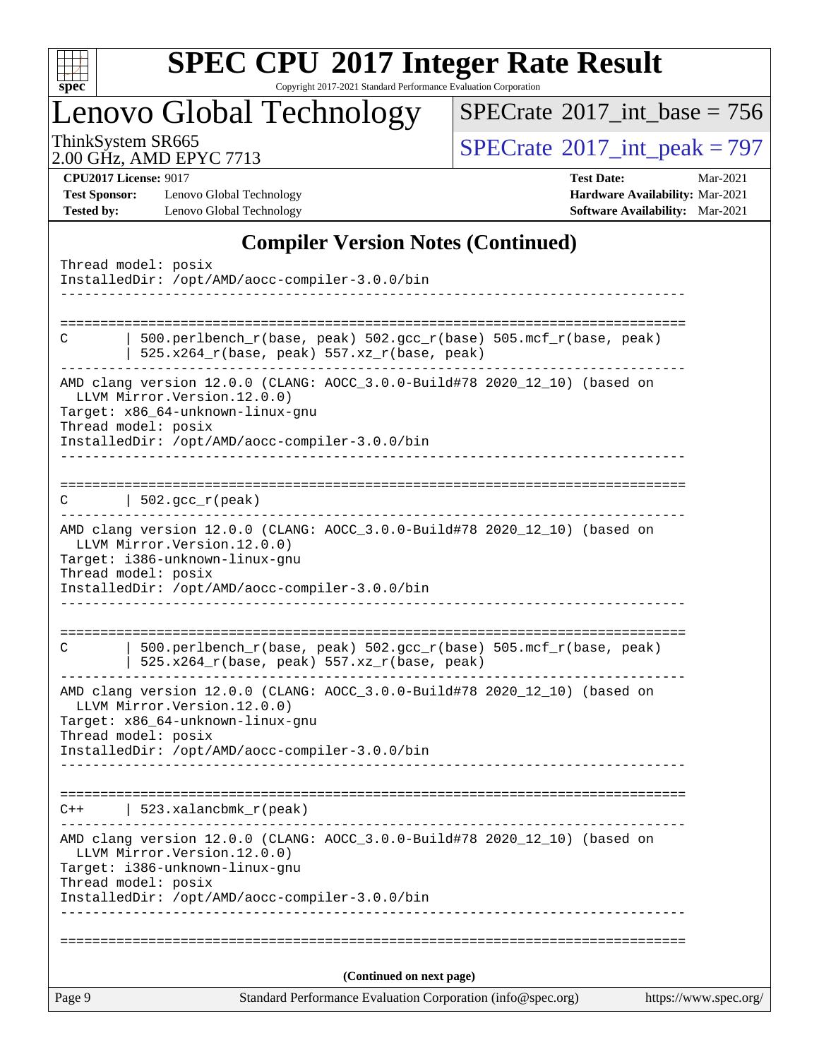## Compiler Version Notes (Continued)

```
Thread model: posix
InstalledDir: /opt/AMD/aocc-compiler-3.0.0/bin
------------------------------------------------------------------------------

==============================================================================
C       | 500.perlbench_r(base, peak) 502.gcc_r(base) 505.mcf_r(base, peak)
        | 525.x264_r(base, peak) 557.xz_r(base, peak)
------------------------------------------------------------------------------
AMD clang version 12.0.0 (CLANG: AOCC_3.0.0-Build#78 2020_12_10) (based on
  LLVM Mirror.Version.12.0.0)
Target: x86_64-unknown-linux-gnu
Thread model: posix
InstalledDir: /opt/AMD/aocc-compiler-3.0.0/bin
------------------------------------------------------------------------------

==============================================================================
C       | 502.gcc_r(peak)
------------------------------------------------------------------------------
AMD clang version 12.0.0 (CLANG: AOCC_3.0.0-Build#78 2020_12_10) (based on
  LLVM Mirror.Version.12.0.0)
Target: i386-unknown-linux-gnu
Thread model: posix
InstalledDir: /opt/AMD/aocc-compiler-3.0.0/bin
------------------------------------------------------------------------------

==============================================================================
C       | 500.perlbench_r(base, peak) 502.gcc_r(base) 505.mcf_r(base, peak)
        | 525.x264_r(base, peak) 557.xz_r(base, peak)
------------------------------------------------------------------------------
AMD clang version 12.0.0 (CLANG: AOCC_3.0.0-Build#78 2020_12_10) (based on
  LLVM Mirror.Version.12.0.0)
Target: x86_64-unknown-linux-gnu
Thread model: posix
InstalledDir: /opt/AMD/aocc-compiler-3.0.0/bin
------------------------------------------------------------------------------

==============================================================================
C++     | 523.xalancbmk_r(peak)
------------------------------------------------------------------------------
AMD clang version 12.0.0 (CLANG: AOCC_3.0.0-Build#78 2020_12_10) (based on
  LLVM Mirror.Version.12.0.0)
Target: i386-unknown-linux-gnu
Thread model: posix
InstalledDir: /opt/AMD/aocc-compiler-3.0.0/bin
------------------------------------------------------------------------------

==============================================================================
```

(Continued on next page)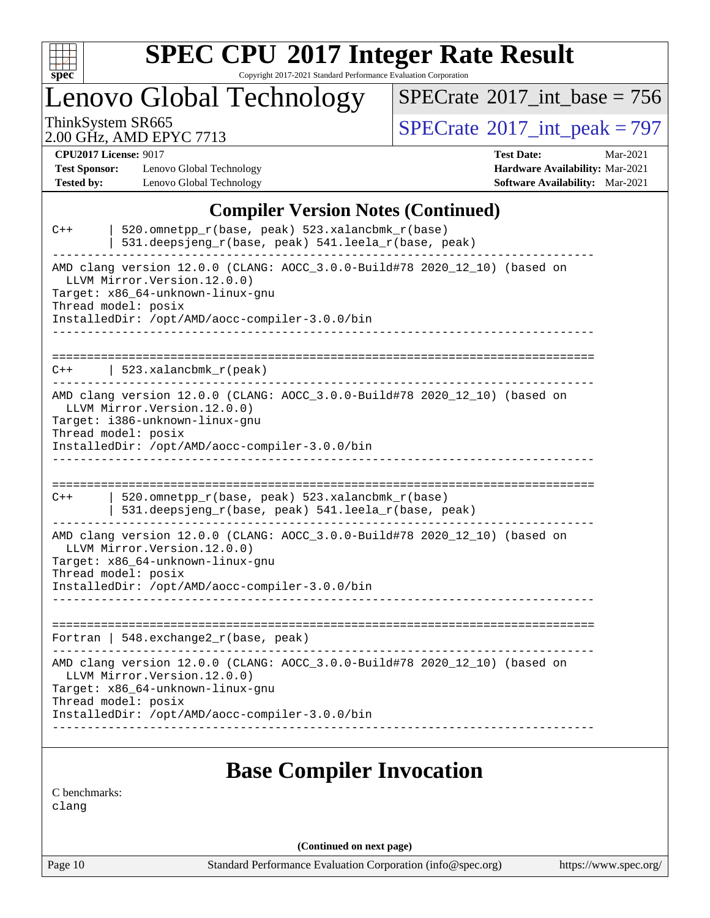# SPEC CPU 2017 Integer Rate Result

Copyright 2017-2021 Standard Performance Evaluation Corporation

## Lenovo Global Technology

ThinkSystem SR665
2.00 GHz, AMD EPYC 7713

SPECrate 2017_int_base = 756
SPECrate 2017_int_peak = 797

**CPU2017 License:** 9017
**Test Sponsor:** Lenovo Global Technology
**Tested by:** Lenovo Global Technology
**Test Date:** Mar-2021
**Hardware Availability:** Mar-2021
**Software Availability:** Mar-2021

## Compiler Version Notes (Continued)

```
C++     | 520.omnetpp_r(base, peak) 523.xalancbmk_r(base)
        | 531.deepsjeng_r(base, peak) 541.leela_r(base, peak)
------------------------------------------------------------------------------
AMD clang version 12.0.0 (CLANG: AOCC_3.0.0-Build#78 2020_12_10) (based on
  LLVM Mirror.Version.12.0.0)
Target: x86_64-unknown-linux-gnu
Thread model: posix
InstalledDir: /opt/AMD/aocc-compiler-3.0.0/bin
------------------------------------------------------------------------------

==============================================================================
C++     | 523.xalancbmk_r(peak)
------------------------------------------------------------------------------
AMD clang version 12.0.0 (CLANG: AOCC_3.0.0-Build#78 2020_12_10) (based on
  LLVM Mirror.Version.12.0.0)
Target: i386-unknown-linux-gnu
Thread model: posix
InstalledDir: /opt/AMD/aocc-compiler-3.0.0/bin
------------------------------------------------------------------------------

==============================================================================
C++     | 520.omnetpp_r(base, peak) 523.xalancbmk_r(base)
        | 531.deepsjeng_r(base, peak) 541.leela_r(base, peak)
------------------------------------------------------------------------------
AMD clang version 12.0.0 (CLANG: AOCC_3.0.0-Build#78 2020_12_10) (based on
  LLVM Mirror.Version.12.0.0)
Target: x86_64-unknown-linux-gnu
Thread model: posix
InstalledDir: /opt/AMD/aocc-compiler-3.0.0/bin
------------------------------------------------------------------------------

==============================================================================
Fortran | 548.exchange2_r(base, peak)
------------------------------------------------------------------------------
AMD clang version 12.0.0 (CLANG: AOCC_3.0.0-Build#78 2020_12_10) (based on
  LLVM Mirror.Version.12.0.0)
Target: x86_64-unknown-linux-gnu
Thread model: posix
InstalledDir: /opt/AMD/aocc-compiler-3.0.0/bin
------------------------------------------------------------------------------
```

## Base Compiler Invocation

C benchmarks:
clang

**(Continued on next page)**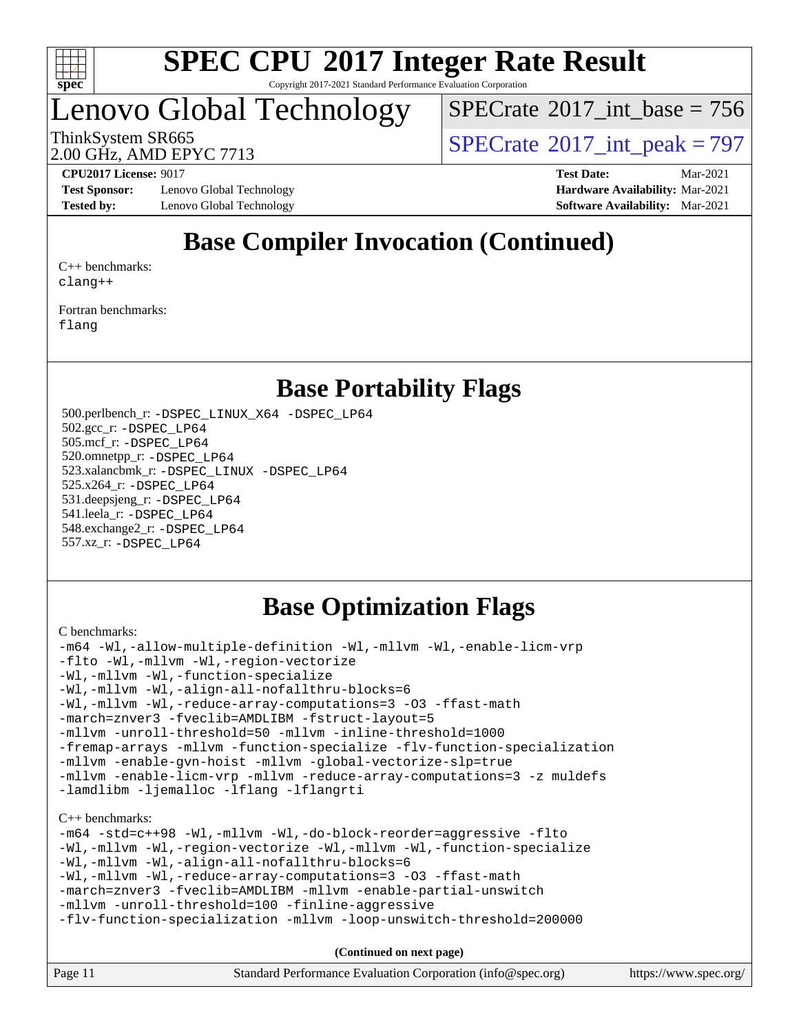# Base Compiler Invocation (Continued)

C++ benchmarks:
clang++

Fortran benchmarks:
flang

# Base Portability Flags

500.perlbench_r: -DSPEC_LINUX_X64 -DSPEC_LP64
502.gcc_r: -DSPEC_LP64
505.mcf_r: -DSPEC_LP64
520.omnetpp_r: -DSPEC_LP64
523.xalancbmk_r: -DSPEC_LINUX -DSPEC_LP64
525.x264_r: -DSPEC_LP64
531.deepsjeng_r: -DSPEC_LP64
541.leela_r: -DSPEC_LP64
548.exchange2_r: -DSPEC_LP64
557.xz_r: -DSPEC_LP64

# Base Optimization Flags

C benchmarks:

```
-m64 -Wl,-allow-multiple-definition -Wl,-mllvm -Wl,-enable-licm-vrp
-flto -Wl,-mllvm -Wl,-region-vectorize
-Wl,-mllvm -Wl,-function-specialize
-Wl,-mllvm -Wl,-align-all-nofallthru-blocks=6
-Wl,-mllvm -Wl,-reduce-array-computations=3 -O3 -ffast-math
-march=znver3 -fveclib=AMDLIBM -fstruct-layout=5
-mllvm -unroll-threshold=50 -mllvm -inline-threshold=1000
-fremap-arrays -mllvm -function-specialize -flv-function-specialization
-mllvm -enable-gvn-hoist -mllvm -global-vectorize-slp=true
-mllvm -enable-licm-vrp -mllvm -reduce-array-computations=3 -z muldefs
-lamdlibm -ljemalloc -lflang -lflangrti
```

C++ benchmarks:

```
-m64 -std=c++98 -Wl,-mllvm -Wl,-do-block-reorder=aggressive -flto
-Wl,-mllvm -Wl,-region-vectorize -Wl,-mllvm -Wl,-function-specialize
-Wl,-mllvm -Wl,-align-all-nofallthru-blocks=6
-Wl,-mllvm -Wl,-reduce-array-computations=3 -O3 -ffast-math
-march=znver3 -fveclib=AMDLIBM -mllvm -enable-partial-unswitch
-mllvm -unroll-threshold=100 -finline-aggressive
-flv-function-specialization -mllvm -loop-unswitch-threshold=200000
```

(Continued on next page)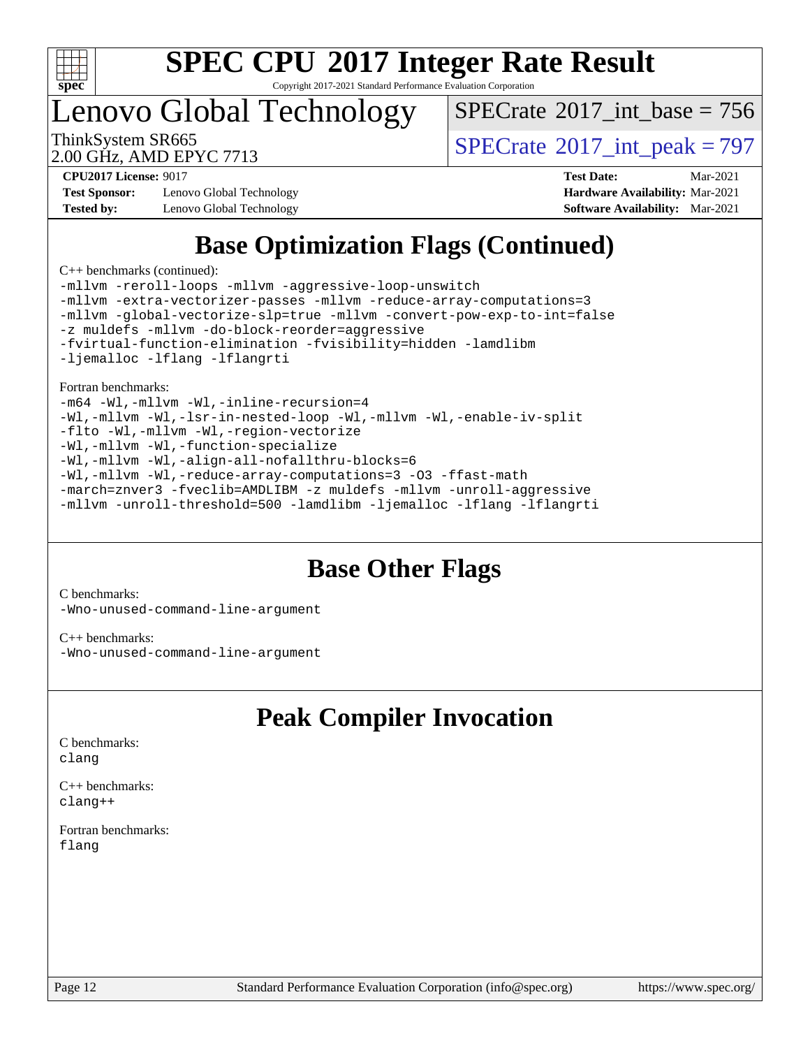## Base Optimization Flags (Continued)

C++ benchmarks (continued):

```
-mllvm -reroll-loops -mllvm -aggressive-loop-unswitch
-mllvm -extra-vectorizer-passes -mllvm -reduce-array-computations=3
-mllvm -global-vectorize-slp=true -mllvm -convert-pow-exp-to-int=false
-z muldefs -mllvm -do-block-reorder=aggressive
-fvirtual-function-elimination -fvisibility=hidden -lamdlibm
-ljemalloc -lflang -lflangrti
```

Fortran benchmarks:

```
-m64 -Wl,-mllvm -Wl,-inline-recursion=4
-Wl,-mllvm -Wl,-lsr-in-nested-loop -Wl,-mllvm -Wl,-enable-iv-split
-flto -Wl,-mllvm -Wl,-region-vectorize
-Wl,-mllvm -Wl,-function-specialize
-Wl,-mllvm -Wl,-align-all-nofallthru-blocks=6
-Wl,-mllvm -Wl,-reduce-array-computations=3 -O3 -ffast-math
-march=znver3 -fveclib=AMDLIBM -z muldefs -mllvm -unroll-aggressive
-mllvm -unroll-threshold=500 -lamdlibm -ljemalloc -lflang -lflangrti
```

## Base Other Flags

C benchmarks:

```
-Wno-unused-command-line-argument
```

C++ benchmarks:

```
-Wno-unused-command-line-argument
```

## Peak Compiler Invocation

C benchmarks:

```
clang
```

C++ benchmarks:

```
clang++
```

Fortran benchmarks:

```
flang
```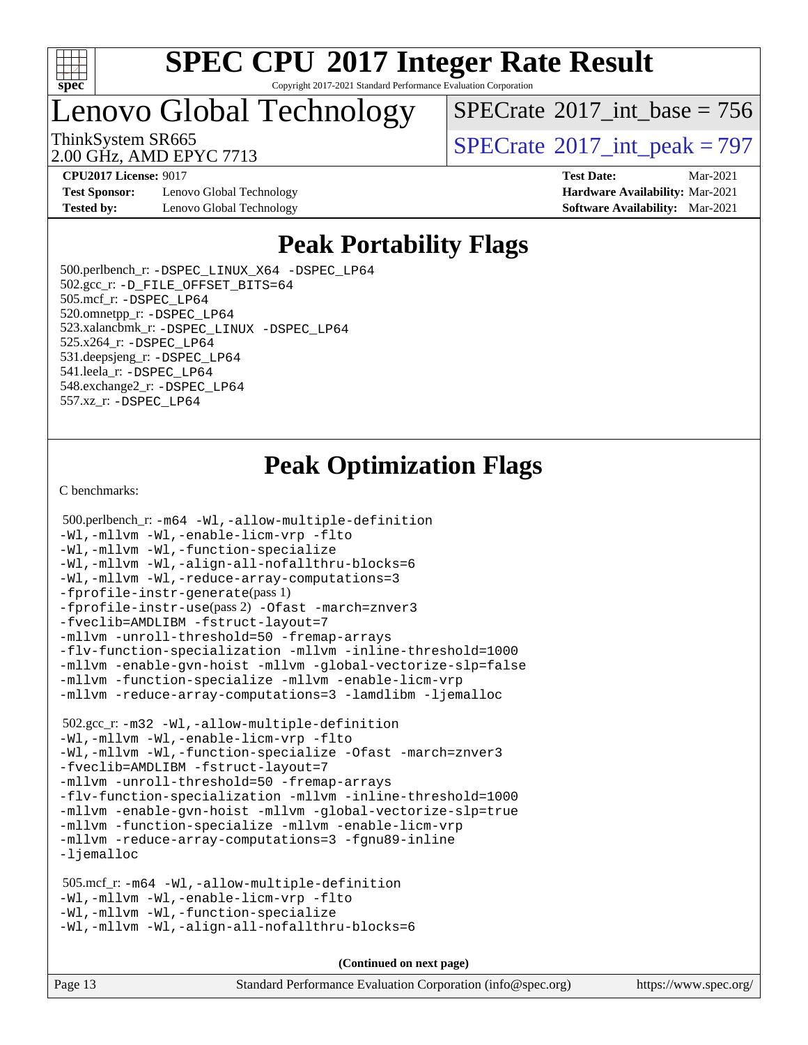# Peak Portability Flags

500.perlbench_r: `-DSPEC_LINUX_X64 -DSPEC_LP64`
502.gcc_r: `-D_FILE_OFFSET_BITS=64`
505.mcf_r: `-DSPEC_LP64`
520.omnetpp_r: `-DSPEC_LP64`
523.xalancbmk_r: `-DSPEC_LINUX -DSPEC_LP64`
525.x264_r: `-DSPEC_LP64`
531.deepsjeng_r: `-DSPEC_LP64`
541.leela_r: `-DSPEC_LP64`
548.exchange2_r: `-DSPEC_LP64`
557.xz_r: `-DSPEC_LP64`

# Peak Optimization Flags

C benchmarks:

500.perlbench_r: `-m64 -Wl,-allow-multiple-definition -Wl,-mllvm -Wl,-enable-licm-vrp -flto -Wl,-mllvm -Wl,-function-specialize -Wl,-mllvm -Wl,-align-all-nofallthru-blocks=6 -Wl,-mllvm -Wl,-reduce-array-computations=3 -fprofile-instr-generate`(pass 1) `-fprofile-instr-use`(pass 2) `-Ofast -march=znver3 -fveclib=AMDLIBM -fstruct-layout=7 -mllvm -unroll-threshold=50 -fremap-arrays -flv-function-specialization -mllvm -inline-threshold=1000 -mllvm -enable-gvn-hoist -mllvm -global-vectorize-slp=false -mllvm -function-specialize -mllvm -enable-licm-vrp -mllvm -reduce-array-computations=3 -lamdlibm -ljemalloc`

502.gcc_r: `-m32 -Wl,-allow-multiple-definition -Wl,-mllvm -Wl,-enable-licm-vrp -flto -Wl,-mllvm -Wl,-function-specialize -Ofast -march=znver3 -fveclib=AMDLIBM -fstruct-layout=7 -mllvm -unroll-threshold=50 -fremap-arrays -flv-function-specialization -mllvm -inline-threshold=1000 -mllvm -enable-gvn-hoist -mllvm -global-vectorize-slp=true -mllvm -function-specialize -mllvm -enable-licm-vrp -mllvm -reduce-array-computations=3 -fgnu89-inline -ljemalloc`

505.mcf_r: `-m64 -Wl,-allow-multiple-definition -Wl,-mllvm -Wl,-enable-licm-vrp -flto -Wl,-mllvm -Wl,-function-specialize -Wl,-mllvm -Wl,-align-all-nofallthru-blocks=6`

**(Continued on next page)**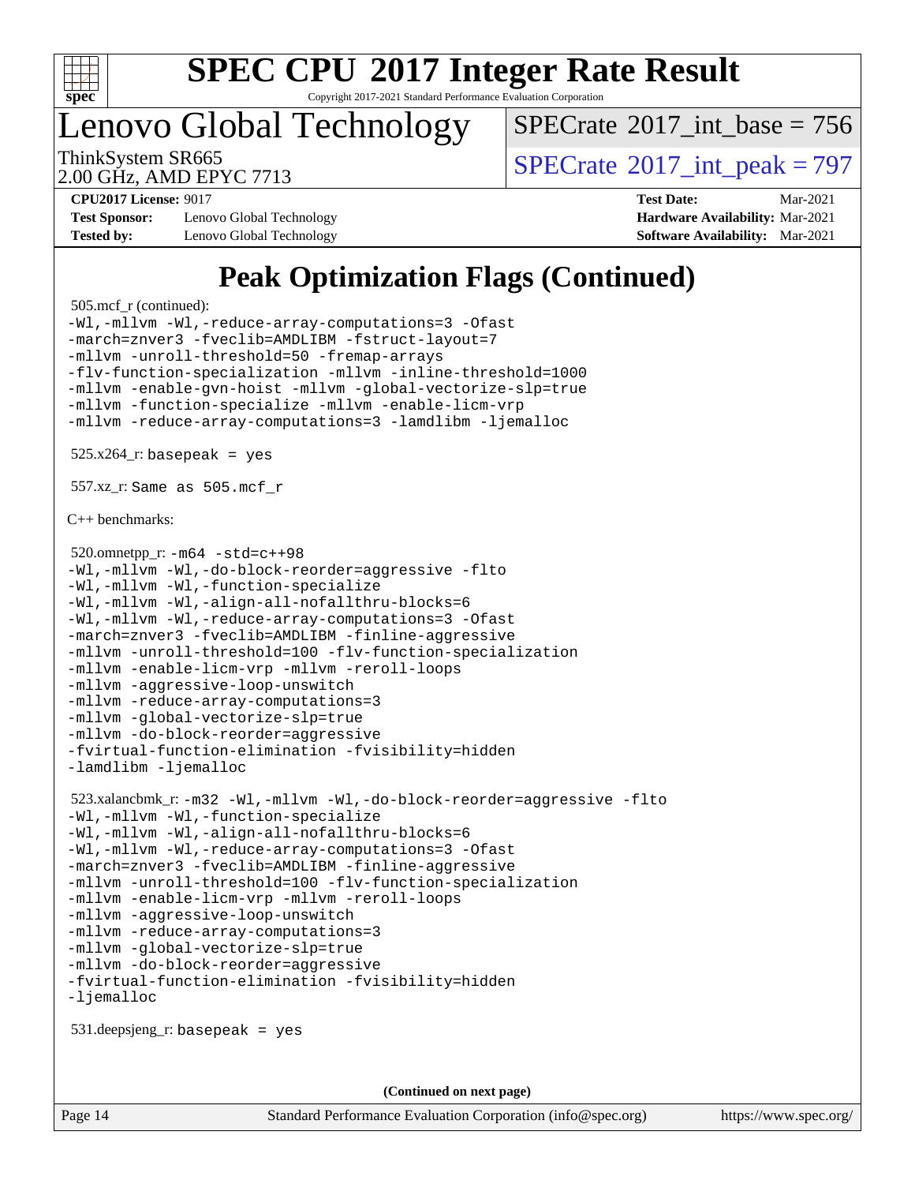# Peak Optimization Flags (Continued)

505.mcf_r (continued):

```
-Wl,-mllvm -Wl,-reduce-array-computations=3 -Ofast
-march=znver3 -fveclib=AMDLIBM -fstruct-layout=7
-mllvm -unroll-threshold=50 -fremap-arrays
-flv-function-specialization -mllvm -inline-threshold=1000
-mllvm -enable-gvn-hoist -mllvm -global-vectorize-slp=true
-mllvm -function-specialize -mllvm -enable-licm-vrp
-mllvm -reduce-array-computations=3 -lamdlibm -ljemalloc
```

525.x264_r: `basepeak = yes`

557.xz_r: `Same as 505.mcf_r`

C++ benchmarks:

520.omnetpp_r:

```
-m64 -std=c++98
-Wl,-mllvm -Wl,-do-block-reorder=aggressive -flto
-Wl,-mllvm -Wl,-function-specialize
-Wl,-mllvm -Wl,-align-all-nofallthru-blocks=6
-Wl,-mllvm -Wl,-reduce-array-computations=3 -Ofast
-march=znver3 -fveclib=AMDLIBM -finline-aggressive
-mllvm -unroll-threshold=100 -flv-function-specialization
-mllvm -enable-licm-vrp -mllvm -reroll-loops
-mllvm -aggressive-loop-unswitch
-mllvm -reduce-array-computations=3
-mllvm -global-vectorize-slp=true
-mllvm -do-block-reorder=aggressive
-fvirtual-function-elimination -fvisibility=hidden
-lamdlibm -ljemalloc
```

523.xalancbmk_r:

```
-m32 -Wl,-mllvm -Wl,-do-block-reorder=aggressive -flto
-Wl,-mllvm -Wl,-function-specialize
-Wl,-mllvm -Wl,-align-all-nofallthru-blocks=6
-Wl,-mllvm -Wl,-reduce-array-computations=3 -Ofast
-march=znver3 -fveclib=AMDLIBM -finline-aggressive
-mllvm -unroll-threshold=100 -flv-function-specialization
-mllvm -enable-licm-vrp -mllvm -reroll-loops
-mllvm -aggressive-loop-unswitch
-mllvm -reduce-array-computations=3
-mllvm -global-vectorize-slp=true
-mllvm -do-block-reorder=aggressive
-fvirtual-function-elimination -fvisibility=hidden
-ljemalloc
```

531.deepsjeng_r: `basepeak = yes`

**(Continued on next page)**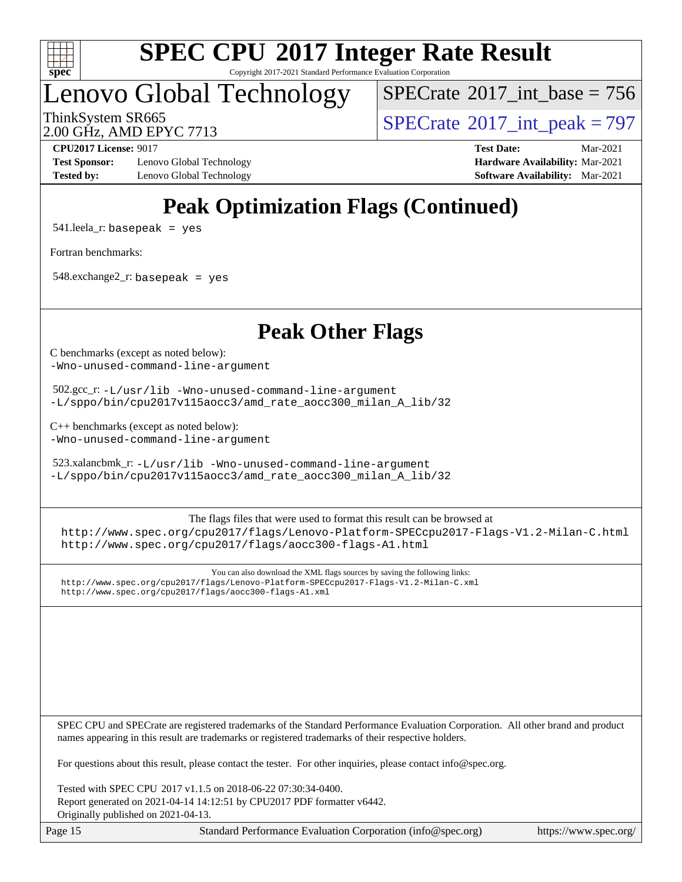# Peak Optimization Flags (Continued)

541.leela_r: basepeak = yes

Fortran benchmarks:

548.exchange2_r: basepeak = yes

# Peak Other Flags

C benchmarks (except as noted below):
-Wno-unused-command-line-argument

502.gcc_r: -L/usr/lib -Wno-unused-command-line-argument
-L/sppo/bin/cpu2017v115aocc3/amd_rate_aocc300_milan_A_lib/32

C++ benchmarks (except as noted below):
-Wno-unused-command-line-argument

523.xalancbmk_r: -L/usr/lib -Wno-unused-command-line-argument
-L/sppo/bin/cpu2017v115aocc3/amd_rate_aocc300_milan_A_lib/32

The flags files that were used to format this result can be browsed at
http://www.spec.org/cpu2017/flags/Lenovo-Platform-SPECcpu2017-Flags-V1.2-Milan-C.html
http://www.spec.org/cpu2017/flags/aocc300-flags-A1.html

You can also download the XML flags sources by saving the following links:
http://www.spec.org/cpu2017/flags/Lenovo-Platform-SPECcpu2017-Flags-V1.2-Milan-C.xml
http://www.spec.org/cpu2017/flags/aocc300-flags-A1.xml

SPEC CPU and SPECrate are registered trademarks of the Standard Performance Evaluation Corporation. All other brand and product names appearing in this result are trademarks or registered trademarks of their respective holders.

For questions about this result, please contact the tester. For other inquiries, please contact info@spec.org.

Tested with SPEC CPU 2017 v1.1.5 on 2018-06-22 07:30:34-0400.
Report generated on 2021-04-14 14:12:51 by CPU2017 PDF formatter v6442.
Originally published on 2021-04-13.